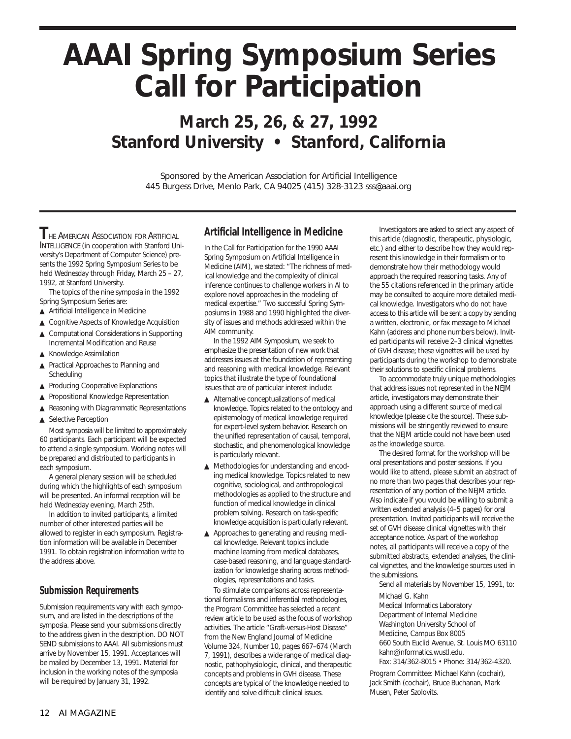# AAAI Spring Symposium Series Call for Participation

## March 25, 26, & 27, 1992
## Stanford University • Stanford, California

Sponsored by the American Association for Artificial Intelligence
445 Burgess Drive, Menlo Park, CA 94025 (415) 328-3123 sss@aaai.org

THE AMERICAN ASSOCIATION FOR ARTIFICIAL INTELLIGENCE (in cooperation with Stanford University's Department of Computer Science) presents the 1992 Spring Symposium Series to be held Wednesday through Friday, March 25 – 27, 1992, at Stanford University.

The topics of the nine symposia in the 1992 Spring Symposium Series are:

- Artificial Intelligence in Medicine
- Cognitive Aspects of Knowledge Acquisition
- Computational Considerations in Supporting Incremental Modification and Reuse
- Knowledge Assimilation
- Practical Approaches to Planning and Scheduling
- Producing Cooperative Explanations
- Propositional Knowledge Representation
- Reasoning with Diagrammatic Representations
- Selective Perception

Most symposia will be limited to approximately 60 participants. Each participant will be expected to attend a single symposium. Working notes will be prepared and distributed to participants in each symposium.

A general plenary session will be scheduled during which the highlights of each symposium will be presented. An informal reception will be held Wednesday evening, March 25th.

In addition to invited participants, a limited number of other interested parties will be allowed to register in each symposium. Registration information will be available in December 1991. To obtain registration information write to the address above.

### Submission Requirements

Submission requirements vary with each symposium, and are listed in the descriptions of the symposia. Please send your submissions directly to the address given in the description. DO NOT SEND submissions to AAAI. All submissions must arrive by November 15, 1991. Acceptances will be mailed by December 13, 1991. Material for inclusion in the working notes of the symposia will be required by January 31, 1992.

### Artificial Intelligence in Medicine

In the Call for Participation for the 1990 AAAI Spring Symposium on Artificial Intelligence in Medicine (AIM), we stated: "The richness of medical knowledge and the complexity of clinical inference continues to challenge workers in AI to explore novel approaches in the modeling of medical expertise." Two successful Spring Symposiums in 1988 and 1990 highlighted the diversity of issues and methods addressed within the AIM community.

In the 1992 AIM Symposium, we seek to emphasize the presentation of new work that addresses issues at the foundation of representing and reasoning with medical knowledge. Relevant topics that illustrate the type of foundational issues that are of particular interest include:

- Alternative conceptualizations of medical knowledge. Topics related to the ontology and epistemology of medical knowledge required for expert-level system behavior. Research on the unified representation of causal, temporal, stochastic, and phenomenological knowledge is particularly relevant.
- Methodologies for understanding and encoding medical knowledge. Topics related to new cognitive, sociological, and anthropological methodologies as applied to the structure and function of medical knowledge in clinical problem solving. Research on task-specific knowledge acquisition is particularly relevant.
- Approaches to generating and reusing medical knowledge. Relevant topics include machine learning from medical databases, case-based reasoning, and language standardization for knowledge sharing across methodologies, representations and tasks.

To stimulate comparisons across representational formalisms and inferential methodologies, the Program Committee has selected a recent review article to be used as the focus of workshop activities. The article "Graft-versus-Host Disease" from the New England Journal of Medicine Volume 324, Number 10, pages 667–674 (March 7, 1991), describes a wide range of medical diagnostic, pathophysiologic, clinical, and therapeutic concepts and problems in GVH disease. These concepts are typical of the knowledge needed to identify and solve difficult clinical issues.

Investigators are asked to select any aspect of this article (diagnostic, therapeutic, physiologic, etc.) and either to describe how they would represent this knowledge in their formalism or to demonstrate how their methodology would approach the required reasoning tasks. Any of the 55 citations referenced in the primary article may be consulted to acquire more detailed medical knowledge. Investigators who do not have access to this article will be sent a copy by sending a written, electronic, or fax message to Michael Kahn (address and phone numbers below). Invited participants will receive 2–3 clinical vignettes of GVH disease; these vignettes will be used by participants during the workshop to demonstrate their solutions to specific clinical problems.

To accommodate truly unique methodologies that address issues not represented in the NEJM article, investigators may demonstrate their approach using a different source of medical knowledge (please cite the source). These submissions will be stringently reviewed to ensure that the NEJM article could not have been used as the knowledge source.

The desired format for the workshop will be oral presentations and poster sessions. If you would like to attend, please submit an abstract of no more than two pages that describes your representation of any portion of the NEJM article. Also indicate if you would be willing to submit a written extended analysis (4–5 pages) for oral presentation. Invited participants will receive the set of GVH disease clinical vignettes with their acceptance notice. As part of the workshop notes, all participants will receive a copy of the submitted abstracts, extended analyses, the clinical vignettes, and the knowledge sources used in the submissions.

Send all materials by November 15, 1991, to:

Michael G. Kahn
Medical Informatics Laboratory
Department of Internal Medicine
Washington University School of Medicine, Campus Box 8005
660 South Euclid Avenue, St. Louis MO 63110
kahn@informatics.wustl.edu.
Fax: 314/362-8015 • Phone: 314/362-4320.

Program Committee: Michael Kahn (cochair), Jack Smith (cochair), Bruce Buchanan, Mark Musen, Peter Szolovits.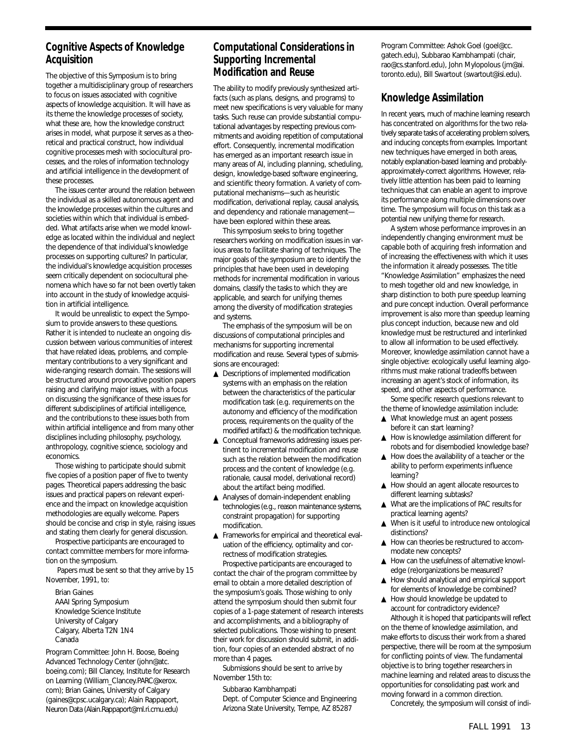## Cognitive Aspects of Knowledge Acquisition

The objective of this Symposium is to bring together a multidisciplinary group of researchers to focus on issues associated with cognitive aspects of knowledge acquisition. It will have as its theme the knowledge processes of society, what these are, how the knowledge construct arises in model, what purpose it serves as a theoretical and practical construct, how individual cognitive processes mesh with sociocultural processes, and the roles of information technology and artificial intelligence in the development of these processes.

The issues center around the relation between the individual as a skilled autonomous agent and the knowledge processes within the cultures and societies within which that individual is embedded. What artifacts arise when we model knowledge as located within the individual and neglect the dependence of that individual's knowledge processes on supporting cultures? In particular, the individual's knowledge acquisition processes seem critically dependent on sociocultural phenomena which have so far not been overtly taken into account in the study of knowledge acquisition in artificial intelligence.

It would be unrealistic to expect the Symposium to provide answers to these questions. Rather it is intended to nucleate an ongoing discussion between various communities of interest that have related ideas, problems, and complementary contributions to a very significant and wide-ranging research domain. The sessions will be structured around provocative position papers raising and clarifying major issues, with a focus on discussing the significance of these issues for different subdisciplines of artificial intelligence, and the contributions to these issues both from within artificial intelligence and from many other disciplines including philosophy, psychology, anthropology, cognitive science, sociology and economics.

Those wishing to participate should submit five copies of a position paper of five to twenty pages. Theoretical papers addressing the basic issues and practical papers on relevant experience and the impact on knowledge acquisition methodologies are equally welcome. Papers should be concise and crisp in style, raising issues and stating them clearly for general discussion.

Prospective participants are encouraged to contact committee members for more information on the symposium.

Papers must be sent so that they arrive by 15 November, 1991, to:

Brian Gaines
AAAI Spring Symposium
Knowledge Science Institute
University of Calgary
Calgary, Alberta T2N 1N4
Canada

Program Committee: John H. Boose, Boeing Advanced Technology Center (john@atc.boeing.com); Bill Clancey, Institute for Research on Learning (William_Clancey.PARC@xerox.com); Brian Gaines, University of Calgary (gaines@cpsc.ucalgary.ca); Alain Rappaport, Neuron Data (Alain.Rappaport@ml.ri.cmu.edu)

## Computational Considerations in Supporting Incremental Modification and Reuse

The ability to modify previously synthesized artifacts (such as plans, designs, and programs) to meet new specifications is very valuable for many tasks. Such reuse can provide substantial computational advantages by respecting previous commitments and avoiding repetition of computational effort. Consequently, incremental modification has emerged as an important research issue in many areas of AI, including planning, scheduling, design, knowledge-based software engineering, and scientific theory formation. A variety of computational mechanisms—such as heuristic modification, derivational replay, causal analysis, and dependency and rationale management—have been explored within these areas.

This symposium seeks to bring together researchers working on modification issues in various areas to facilitate sharing of techniques. The major goals of the symposium are to identify the principles that have been used in developing methods for incremental modification in various domains, classify the tasks to which they are applicable, and search for unifying themes among the diversity of modification strategies and systems.

The emphasis of the symposium will be on discussions of computational principles and mechanisms for supporting incremental modification and reuse. Several types of submissions are encouraged:

- Descriptions of implemented modification systems with an emphasis on the relation between the characteristics of the particular modification task (e.g. requirements on the autonomy and efficiency of the modification process, requirements on the quality of the modified artifact) & the modification technique.
- Conceptual frameworks addressing issues pertinent to incremental modification and reuse such as the relation between the modification process and the content of knowledge (e.g. rationale, causal model, derivational record) about the artifact being modified.
- Analyses of domain-independent enabling technologies (e.g., reason maintenance systems, constraint propagation) for supporting modification.
- Frameworks for empirical and theoretical evaluation of the efficiency, optimality and correctness of modification strategies.

Prospective participants are encouraged to contact the chair of the program committee by email to obtain a more detailed description of the symposium's goals. Those wishing to only attend the symposium should then submit four copies of a 1-page statement of research interests and accomplishments, and a bibliography of selected publications. Those wishing to present their work for discussion should submit, in addition, four copies of an extended abstract of no more than 4 pages.

Submissions should be sent to arrive by November 15th to:

Subbarao Kambhampati
Dept. of Computer Science and Engineering
Arizona State University, Tempe, AZ 85287

Program Committee: Ashok Goel (goel@cc.gatech.edu), Subbarao Kambhampati (chair, rao@cs.stanford.edu), John Mylopolous (jm@ai.toronto.edu), Bill Swartout (swartout@isi.edu).

## Knowledge Assimilation

In recent years, much of machine learning research has concentrated on algorithms for the two relatively separate tasks of accelerating problem solvers, and inducing concepts from examples. Important new techniques have emerged in both areas, notably explanation-based learning and probably-approximately-correct algorithms. However, relatively little attention has been paid to learning techniques that can enable an agent to improve its performance along multiple dimensions over time. The symposium will focus on this task as a potential new unifying theme for research.

A system whose performance improves in an independently changing environment must be capable both of acquiring fresh information and of increasing the effectiveness with which it uses the information it already possesses. The title "Knowledge Assimilation" emphasizes the need to mesh together old and new knowledge, in sharp distinction to both pure speedup learning and pure concept induction. Overall performance improvement is also more than speedup learning plus concept induction, because new and old knowledge must be restructured and interlinked to allow all information to be used effectively. Moreover, knowledge assimilation cannot have a single objective: ecologically useful learning algorithms must make rational tradeoffs between increasing an agent's stock of information, its speed, and other aspects of performance.

Some specific research questions relevant to the theme of knowledge assimilation include:

- What knowledge must an agent possess before it can start learning?
- How is knowledge assimilation different for robots and for disembodied knowledge base?
- How does the availability of a teacher or the ability to perform experiments influence learning?
- How should an agent allocate resources to different learning subtasks?
- What are the implications of PAC results for practical learning agents?
- When is it useful to introduce new ontological distinctions?
- How can theories be restructured to accommodate new concepts?
- How can the usefulness of alternative knowledge (re)organizations be measured?
- How should analytical and empirical support for elements of knowledge be combined?
- How should knowledge be updated to account for contradictory evidence?

Although it is hoped that participants will reflect on the theme of knowledge assimilation, and make efforts to discuss their work from a shared perspective, there will be room at the symposium for conflicting points of view. The fundamental objective is to bring together researchers in machine learning and related areas to discuss the opportunities for consolidating past work and moving forward in a common direction.

Concretely, the symposium will consist of indi-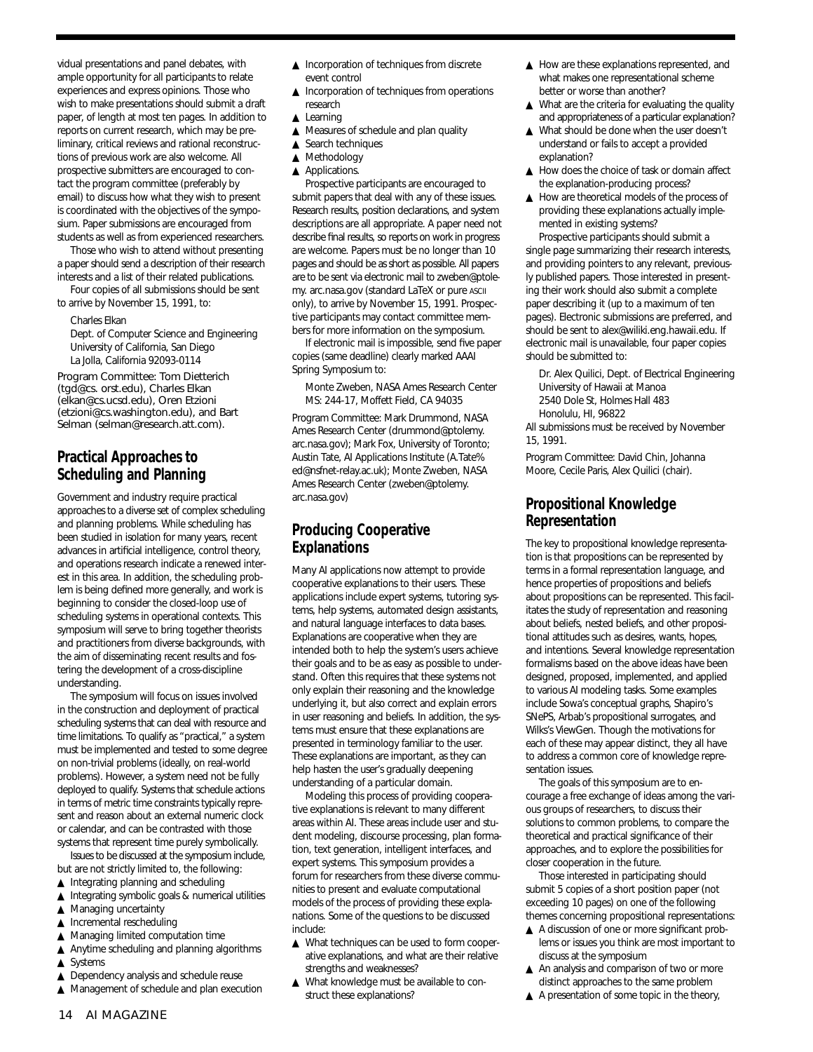vidual presentations and panel debates, with ample opportunity for all participants to relate experiences and express opinions. Those who wish to make presentations should submit a draft paper, of length at most ten pages. In addition to reports on current research, which may be preliminary, critical reviews and rational reconstructions of previous work are also welcome. All prospective submitters are encouraged to contact the program committee (preferably by email) to discuss how what they wish to present is coordinated with the objectives of the symposium. Paper submissions are encouraged from students as well as from experienced researchers.

Those who wish to attend without presenting a paper should send a description of their research interests and a list of their related publications.

Four copies of all submissions should be sent to arrive by November 15, 1991, to:

Charles Elkan
Dept. of Computer Science and Engineering
University of California, San Diego
La Jolla, California 92093-0114

Program Committee: Tom Dietterich (tgd@cs. orst.edu), Charles Elkan (elkan@cs.ucsd.edu), Oren Etzioni (etzioni@cs.washington.edu), and Bart Selman (selman@research.att.com).

## Practical Approaches to Scheduling and Planning

Government and industry require practical approaches to a diverse set of complex scheduling and planning problems. While scheduling has been studied in isolation for many years, recent advances in artificial intelligence, control theory, and operations research indicate a renewed interest in this area. In addition, the scheduling problem is being defined more generally, and work is beginning to consider the closed-loop use of scheduling systems in operational contexts. This symposium will serve to bring together theorists and practitioners from diverse backgrounds, with the aim of disseminating recent results and fostering the development of a cross-discipline understanding.

The symposium will focus on issues involved in the construction and deployment of practical scheduling systems that can deal with resource and time limitations. To qualify as "practical," a system must be implemented and tested to some degree on non-trivial problems (ideally, on real-world problems). However, a system need not be fully deployed to qualify. Systems that schedule actions in terms of metric time constraints typically represent and reason about an external numeric clock or calendar, and can be contrasted with those systems that represent time purely symbolically.

Issues to be discussed at the symposium include, but are not strictly limited to, the following:

- Integrating planning and scheduling
- Integrating symbolic goals & numerical utilities
- Managing uncertainty
- Incremental rescheduling
- Managing limited computation time
- Anytime scheduling and planning algorithms
- Systems
- Dependency analysis and schedule reuse
- Management of schedule and plan execution
- Incorporation of techniques from discrete event control
- Incorporation of techniques from operations research
- Learning
- Measures of schedule and plan quality
- Search techniques
- Methodology
- Applications.

Prospective participants are encouraged to submit papers that deal with any of these issues. Research results, position declarations, and system descriptions are all appropriate. A paper need not describe final results, so reports on work in progress are welcome. Papers must be no longer than 10 pages and should be as short as possible. All papers are to be sent via electronic mail to zweben@ptolemy. arc.nasa.gov (standard LaTeX or pure ASCII only), to arrive by November 15, 1991. Prospective participants may contact committee members for more information on the symposium.

If electronic mail is impossible, send five paper copies (same deadline) clearly marked AAAI Spring Symposium to:

Monte Zweben, NASA Ames Research Center
MS: 244-17, Moffett Field, CA 94035

Program Committee: Mark Drummond, NASA Ames Research Center (drummond@ptolemy. arc.nasa.gov); Mark Fox, University of Toronto; Austin Tate, AI Applications Institute (A.Tate%ed@nsfnet-relay.ac.uk); Monte Zweben, NASA Ames Research Center (zweben@ptolemy. arc.nasa.gov)

## Producing Cooperative Explanations

Many AI applications now attempt to provide cooperative explanations to their users. These applications include expert systems, tutoring systems, help systems, automated design assistants, and natural language interfaces to data bases. Explanations are cooperative when they are intended both to help the system's users achieve their goals and to be as easy as possible to understand. Often this requires that these systems not only explain their reasoning and the knowledge underlying it, but also correct and explain errors in user reasoning and beliefs. In addition, the systems must ensure that these explanations are presented in terminology familiar to the user. These explanations are important, as they can help hasten the user's gradually deepening understanding of a particular domain.

Modeling this process of providing cooperative explanations is relevant to many different areas within AI. These areas include user and student modeling, discourse processing, plan formation, text generation, intelligent interfaces, and expert systems. This symposium provides a forum for researchers from these diverse communities to present and evaluate computational models of the process of providing these explanations. Some of the questions to be discussed include:

- What techniques can be used to form cooperative explanations, and what are their relative strengths and weaknesses?
- What knowledge must be available to construct these explanations?
- How are these explanations represented, and what makes one representational scheme better or worse than another?
- What are the criteria for evaluating the quality and appropriateness of a particular explanation?
- What should be done when the user doesn't understand or fails to accept a provided explanation?
- How does the choice of task or domain affect the explanation-producing process?
- How are theoretical models of the process of providing these explanations actually implemented in existing systems?

Prospective participants should submit a single page summarizing their research interests, and providing pointers to any relevant, previously published papers. Those interested in presenting their work should also submit a complete paper describing it (up to a maximum of ten pages). Electronic submissions are preferred, and should be sent to alex@wiliki.eng.hawaii.edu. If electronic mail is unavailable, four paper copies should be submitted to:

Dr. Alex Quilici, Dept. of Electrical Engineering
University of Hawaii at Manoa
2540 Dole St, Holmes Hall 483
Honolulu, HI, 96822

All submissions must be received by November 15, 1991.

Program Committee: David Chin, Johanna Moore, Cecile Paris, Alex Quilici (chair).

## Propositional Knowledge Representation

The key to propositional knowledge representation is that propositions can be represented by terms in a formal representation language, and hence properties of propositions and beliefs about propositions can be represented. This facilitates the study of representation and reasoning about beliefs, nested beliefs, and other propositional attitudes such as desires, wants, hopes, and intentions. Several knowledge representation formalisms based on the above ideas have been designed, proposed, implemented, and applied to various AI modeling tasks. Some examples include Sowa's conceptual graphs, Shapiro's SNePS, Arbab's propositional surrogates, and Wilks's ViewGen. Though the motivations for each of these may appear distinct, they all have to address a common core of knowledge representation issues.

The goals of this symposium are to encourage a free exchange of ideas among the various groups of researchers, to discuss their solutions to common problems, to compare the theoretical and practical significance of their approaches, and to explore the possibilities for closer cooperation in the future.

Those interested in participating should submit 5 copies of a short position paper (not exceeding 10 pages) on one of the following themes concerning propositional representations:

- A discussion of one or more significant problems or issues you think are most important to discuss at the symposium
- An analysis and comparison of two or more distinct approaches to the same problem
- A presentation of some topic in the theory,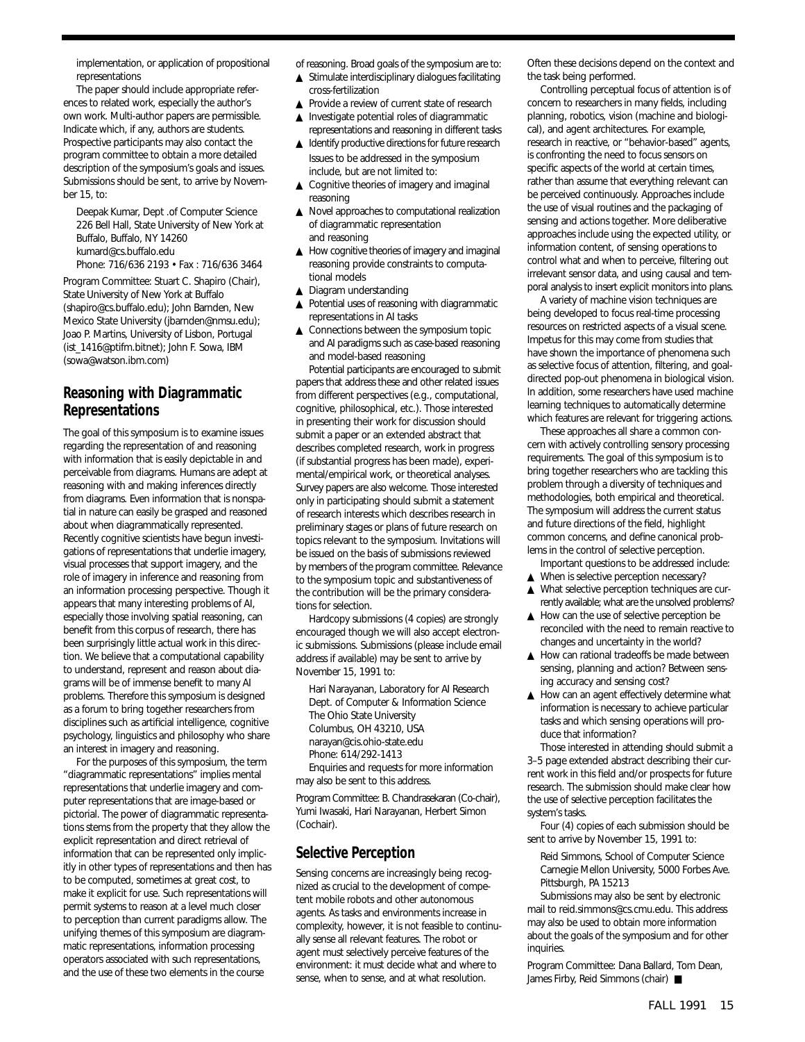implementation, or application of propositional representations

The paper should include appropriate references to related work, especially the author's own work. Multi-author papers are permissible. Indicate which, if any, authors are students. Prospective participants may also contact the program committee to obtain a more detailed description of the symposium's goals and issues. Submissions should be sent, to arrive by November 15, to:

Deepak Kumar, Dept .of Computer Science
226 Bell Hall, State University of New York at Buffalo, Buffalo, NY 14260
kumard@cs.buffalo.edu
Phone: 716/636 2193 • Fax : 716/636 3464

Program Committee: Stuart C. Shapiro (Chair), State University of New York at Buffalo (shapiro@cs.buffalo.edu); John Barnden, New Mexico State University (jbarnden@nmsu.edu); Joao P. Martins, University of Lisbon, Portugal (ist_1416@ptifm.bitnet); John F. Sowa, IBM (sowa@watson.ibm.com)

## Reasoning with Diagrammatic Representations

The goal of this symposium is to examine issues regarding the representation of and reasoning with information that is easily depictable in and perceivable from diagrams. Humans are adept at reasoning with and making inferences directly from diagrams. Even information that is nonspatial in nature can easily be grasped and reasoned about when diagrammatically represented. Recently cognitive scientists have begun investigations of representations that underlie imagery, visual processes that support imagery, and the role of imagery in inference and reasoning from an information processing perspective. Though it appears that many interesting problems of AI, especially those involving spatial reasoning, can benefit from this corpus of research, there has been surprisingly little actual work in this direction. We believe that a computational capability to understand, represent and reason about diagrams will be of immense benefit to many AI problems. Therefore this symposium is designed as a forum to bring together researchers from disciplines such as artificial intelligence, cognitive psychology, linguistics and philosophy who share an interest in imagery and reasoning.

For the purposes of this symposium, the term "diagrammatic representations" implies mental representations that underlie imagery and computer representations that are image-based or pictorial. The power of diagrammatic representations stems from the property that they allow the explicit representation and direct retrieval of information that can be represented only implicitly in other types of representations and then has to be computed, sometimes at great cost, to make it explicit for use. Such representations will permit systems to reason at a level much closer to perception than current paradigms allow. The unifying themes of this symposium are diagrammatic representations, information processing operators associated with such representations, and the use of these two elements in the course of reasoning. Broad goals of the symposium are to:

- Stimulate interdisciplinary dialogues facilitating cross-fertilization
- Provide a review of current state of research
- Investigate potential roles of diagrammatic representations and reasoning in different tasks
- Identify productive directions for future research

Issues to be addressed in the symposium include, but are not limited to:

- Cognitive theories of imagery and imaginal reasoning
- Novel approaches to computational realization of diagrammatic representation and reasoning
- How cognitive theories of imagery and imaginal reasoning provide constraints to computational models
- Diagram understanding
- Potential uses of reasoning with diagrammatic representations in AI tasks
- Connections between the symposium topic and AI paradigms such as case-based reasoning and model-based reasoning

Potential participants are encouraged to submit papers that address these and other related issues from different perspectives (e.g., computational, cognitive, philosophical, etc.). Those interested in presenting their work for discussion should submit a paper or an extended abstract that describes completed research, work in progress (if substantial progress has been made), experimental/empirical work, or theoretical analyses. Survey papers are also welcome. Those interested only in participating should submit a statement of research interests which describes research in preliminary stages or plans of future research on topics relevant to the symposium. Invitations will be issued on the basis of submissions reviewed by members of the program committee. Relevance to the symposium topic and substantiveness of the contribution will be the primary considerations for selection.

Hardcopy submissions (4 copies) are strongly encouraged though we will also accept electronic submissions. Submissions (please include email address if available) may be sent to arrive by November 15, 1991 to:

Hari Narayanan, Laboratory for AI Research
Dept. of Computer & Information Science
The Ohio State University
Columbus, OH 43210, USA
narayan@cis.ohio-state.edu
Phone: 614/292-1413

Enquiries and requests for more information may also be sent to this address.

Program Committee: B. Chandrasekaran (Co-chair), Yumi Iwasaki, Hari Narayanan, Herbert Simon (Cochair).

## Selective Perception

Sensing concerns are increasingly being recognized as crucial to the development of competent mobile robots and other autonomous agents. As tasks and environments increase in complexity, however, it is not feasible to continually sense all relevant features. The robot or agent must selectively perceive features of the environment: it must decide what and where to sense, when to sense, and at what resolution. Often these decisions depend on the context and the task being performed.

Controlling perceptual focus of attention is of concern to researchers in many fields, including planning, robotics, vision (machine and biological), and agent architectures. For example, research in reactive, or "behavior-based" agents, is confronting the need to focus sensors on specific aspects of the world at certain times, rather than assume that everything relevant can be perceived continuously. Approaches include the use of visual routines and the packaging of sensing and actions together. More deliberative approaches include using the expected utility, or information content, of sensing operations to control what and when to perceive, filtering out irrelevant sensor data, and using causal and temporal analysis to insert explicit monitors into plans.

A variety of machine vision techniques are being developed to focus real-time processing resources on restricted aspects of a visual scene. Impetus for this may come from studies that have shown the importance of phenomena such as selective focus of attention, filtering, and goal-directed pop-out phenomena in biological vision. In addition, some researchers have used machine learning techniques to automatically determine which features are relevant for triggering actions.

These approaches all share a common concern with actively controlling sensory processing requirements. The goal of this symposium is to bring together researchers who are tackling this problem through a diversity of techniques and methodologies, both empirical and theoretical. The symposium will address the current status and future directions of the field, highlight common concerns, and define canonical problems in the control of selective perception.

Important questions to be addressed include:

- When is selective perception necessary?
- What selective perception techniques are currently available; what are the unsolved problems?
- How can the use of selective perception be reconciled with the need to remain reactive to changes and uncertainty in the world?
- How can rational tradeoffs be made between sensing, planning and action? Between sensing accuracy and sensing cost?
- How can an agent effectively determine what information is necessary to achieve particular tasks and which sensing operations will produce that information?

Those interested in attending should submit a 3–5 page extended abstract describing their current work in this field and/or prospects for future research. The submission should make clear how the use of selective perception facilitates the system's tasks.

Four (4) copies of each submission should be sent to arrive by November 15, 1991 to:

Reid Simmons, School of Computer Science
Carnegie Mellon University, 5000 Forbes Ave.
Pittsburgh, PA 15213

Submissions may also be sent by electronic mail to reid.simmons@cs.cmu.edu. This address may also be used to obtain more information about the goals of the symposium and for other inquiries.

Program Committee: Dana Ballard, Tom Dean, James Firby, Reid Simmons (chair) ■